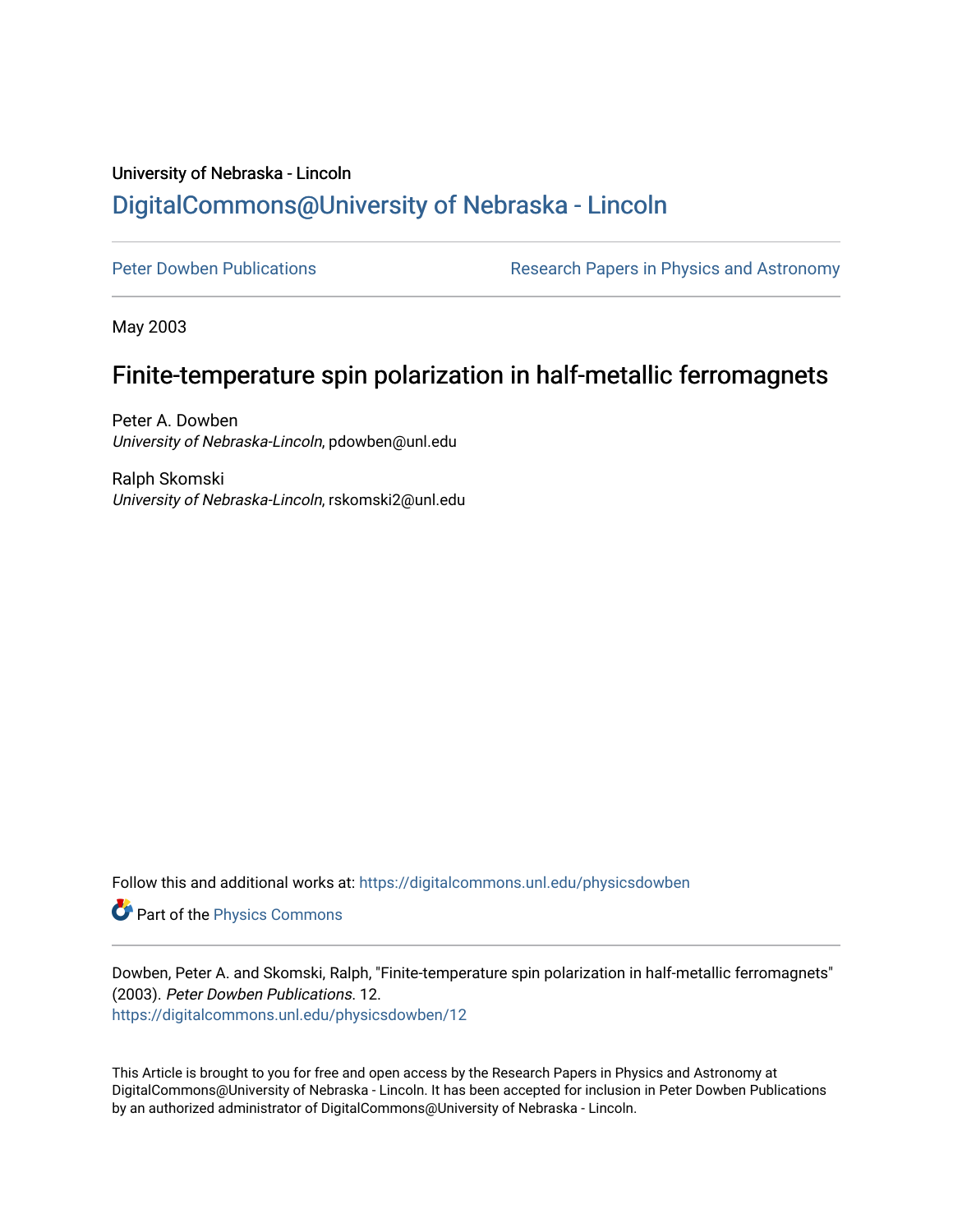University of Nebraska - Lincoln

# DigitalCommons@University of Nebraska - Lincoln

Peter Dowben Publications | Research Papers in Physics and Astronomy

May 2003

## Finite-temperature spin polarization in half-metallic ferromagnets

Peter A. Dowben
*University of Nebraska-Lincoln*, pdowben@unl.edu

Ralph Skomski
*University of Nebraska-Lincoln*, rskomski2@unl.edu

Follow this and additional works at: https://digitalcommons.unl.edu/physicsdowben

Part of the Physics Commons

Dowben, Peter A. and Skomski, Ralph, "Finite-temperature spin polarization in half-metallic ferromagnets" (2003). *Peter Dowben Publications*. 12.
https://digitalcommons.unl.edu/physicsdowben/12

This Article is brought to you for free and open access by the Research Papers in Physics and Astronomy at DigitalCommons@University of Nebraska - Lincoln. It has been accepted for inclusion in Peter Dowben Publications by an authorized administrator of DigitalCommons@University of Nebraska - Lincoln.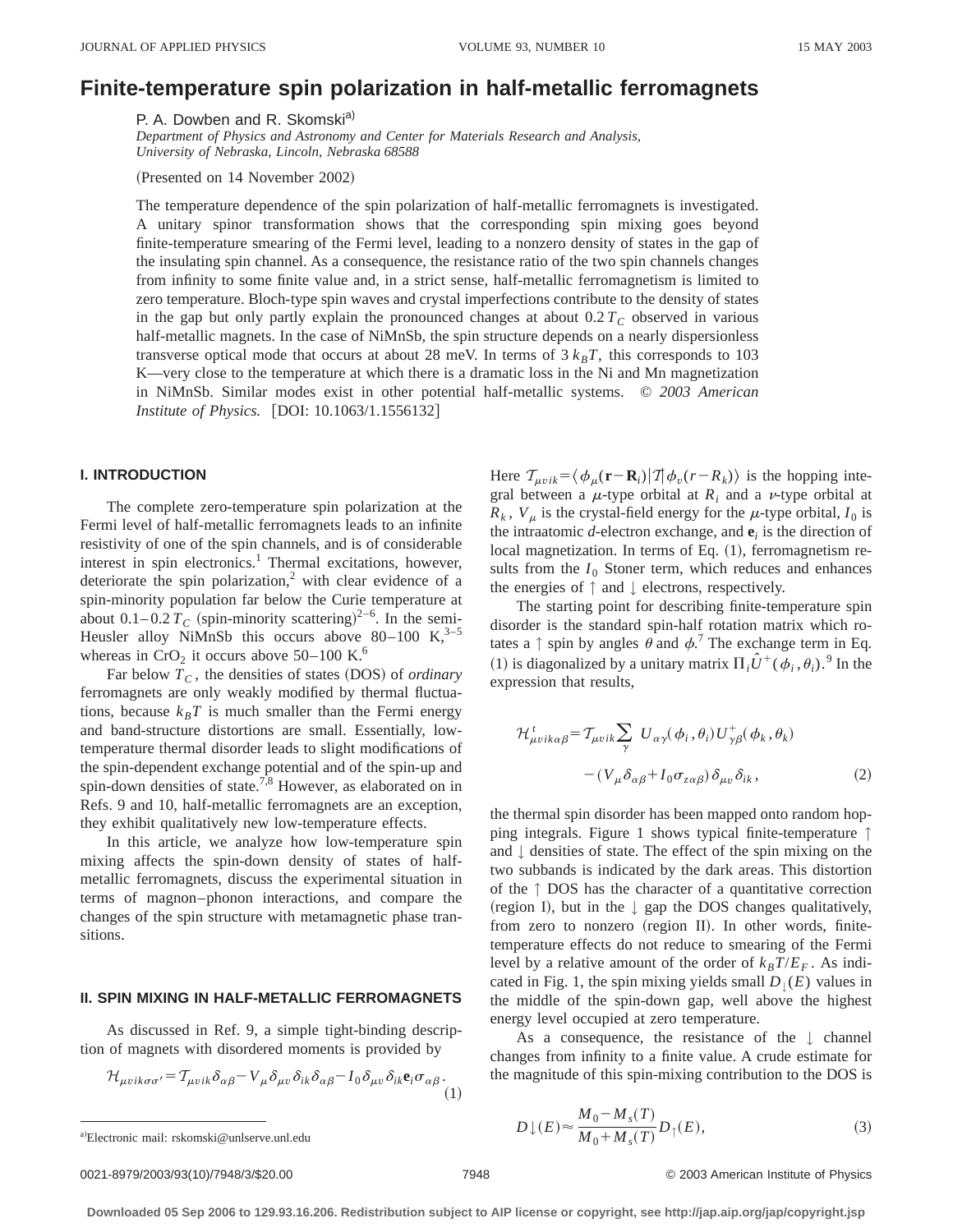# Finite-temperature spin polarization in half-metallic ferromagnets

P. A. Dowben and R. Skomski[a)]

*Department of Physics and Astronomy and Center for Materials Research and Analysis, University of Nebraska, Lincoln, Nebraska 68588*

(Presented on 14 November 2002)

The temperature dependence of the spin polarization of half-metallic ferromagnets is investigated. A unitary spinor transformation shows that the corresponding spin mixing goes beyond finite-temperature smearing of the Fermi level, leading to a nonzero density of states in the gap of the insulating spin channel. As a consequence, the resistance ratio of the two spin channels changes from infinity to some finite value and, in a strict sense, half-metallic ferromagnetism is limited to zero temperature. Bloch-type spin waves and crystal imperfections contribute to the density of states in the gap but only partly explain the pronounced changes at about $0.2\,T_C$ observed in various half-metallic magnets. In the case of NiMnSb, the spin structure depends on a nearly dispersionless transverse optical mode that occurs at about 28 meV. In terms of $3\,k_BT$, this corresponds to 103 K—very close to the temperature at which there is a dramatic loss in the Ni and Mn magnetization in NiMnSb. Similar modes exist in other potential half-metallic systems. © *2003 American Institute of Physics.* [DOI: 10.1063/1.1556132]

## I. INTRODUCTION

The complete zero-temperature spin polarization at the Fermi level of half-metallic ferromagnets leads to an infinite resistivity of one of the spin channels, and is of considerable interest in spin electronics.[1] Thermal excitations, however, deteriorate the spin polarization,[2] with clear evidence of a spin-minority population far below the Curie temperature at about $0.1–0.2\,T_C$ (spin-minority scattering)[2–6]. In the semi-Heusler alloy NiMnSb this occurs above 80–100 K,[3–5] whereas in $CrO_2$ it occurs above 50–100 K.[6]

Far below $T_C$, the densities of states (DOS) of *ordinary* ferromagnets are only weakly modified by thermal fluctuations, because $k_BT$ is much smaller than the Fermi energy and band-structure distortions are small. Essentially, low-temperature thermal disorder leads to slight modifications of the spin-dependent exchange potential and of the spin-up and spin-down densities of state.[7,8] However, as elaborated on in Refs. 9 and 10, half-metallic ferromagnets are an exception, they exhibit qualitatively new low-temperature effects.

In this article, we analyze how low-temperature spin mixing affects the spin-down density of states of half-metallic ferromagnets, discuss the experimental situation in terms of magnon–phonon interactions, and compare the changes of the spin structure with metamagnetic phase transitions.

## II. SPIN MIXING IN HALF-METALLIC FERROMAGNETS

As discussed in Ref. 9, a simple tight-binding description of magnets with disordered moments is provided by

$$\mathcal{H}_{\mu\nu ik\sigma\sigma'} = \mathcal{T}_{\mu\nu ik}\delta_{\alpha\beta} - V_\mu\delta_{\mu\nu}\delta_{ik}\delta_{\alpha\beta} - I_0\delta_{\mu\nu}\delta_{ik}\mathbf{e}_i\sigma_{\alpha\beta}. \tag{1}$$

Here $\mathcal{T}_{\mu\nu ik} = \langle \phi_\mu(\mathbf{r}-\mathbf{R}_i)|\mathcal{T}|\phi_\nu(r-R_k)\rangle$ is the hopping integral between a $\mu$-type orbital at $R_i$ and a $\nu$-type orbital at $R_k$, $V_\mu$ is the crystal-field energy for the $\mu$-type orbital, $I_0$ is the intraatomic $d$-electron exchange, and $\mathbf{e}_i$ is the direction of local magnetization. In terms of Eq. (1), ferromagnetism results from the $I_0$ Stoner term, which reduces and enhances the energies of ↑ and ↓ electrons, respectively.

The starting point for describing finite-temperature spin disorder is the standard spin-half rotation matrix which rotates a ↑ spin by angles $\theta$ and $\phi$.[7] The exchange term in Eq. (1) is diagonalized by a unitary matrix $\Pi_i\hat{U}^+(\phi_i,\theta_i)$.[9] In the expression that results,

$$\mathcal{H}^t_{\mu\nu ik\alpha\beta} = \mathcal{T}_{\mu\nu ik}\sum_\gamma U_{\alpha\gamma}(\phi_i,\theta_i)U^+_{\gamma\beta}(\phi_k,\theta_k) - (V_\mu\delta_{\alpha\beta} + I_0\sigma_{z\alpha\beta})\delta_{\mu\nu}\delta_{ik}, \tag{2}$$

the thermal spin disorder has been mapped onto random hopping integrals. Figure 1 shows typical finite-temperature ↑ and ↓ densities of state. The effect of the spin mixing on the two subbands is indicated by the dark areas. This distortion of the ↑ DOS has the character of a quantitative correction (region I), but in the ↓ gap the DOS changes qualitatively, from zero to nonzero (region II). In other words, finite-temperature effects do not reduce to smearing of the Fermi level by a relative amount of the order of $k_BT/E_F$. As indicated in Fig. 1, the spin mixing yields small $D_\downarrow(E)$ values in the middle of the spin-down gap, well above the highest energy level occupied at zero temperature.

As a consequence, the resistance of the ↓ channel changes from infinity to a finite value. A crude estimate for the magnitude of this spin-mixing contribution to the DOS is

$$D\downarrow(E) \approx \frac{M_0 - M_s(T)}{M_0 + M_s(T)} D_\uparrow(E), \tag{3}$$

a)Electronic mail: rskomski@unlserve.unl.edu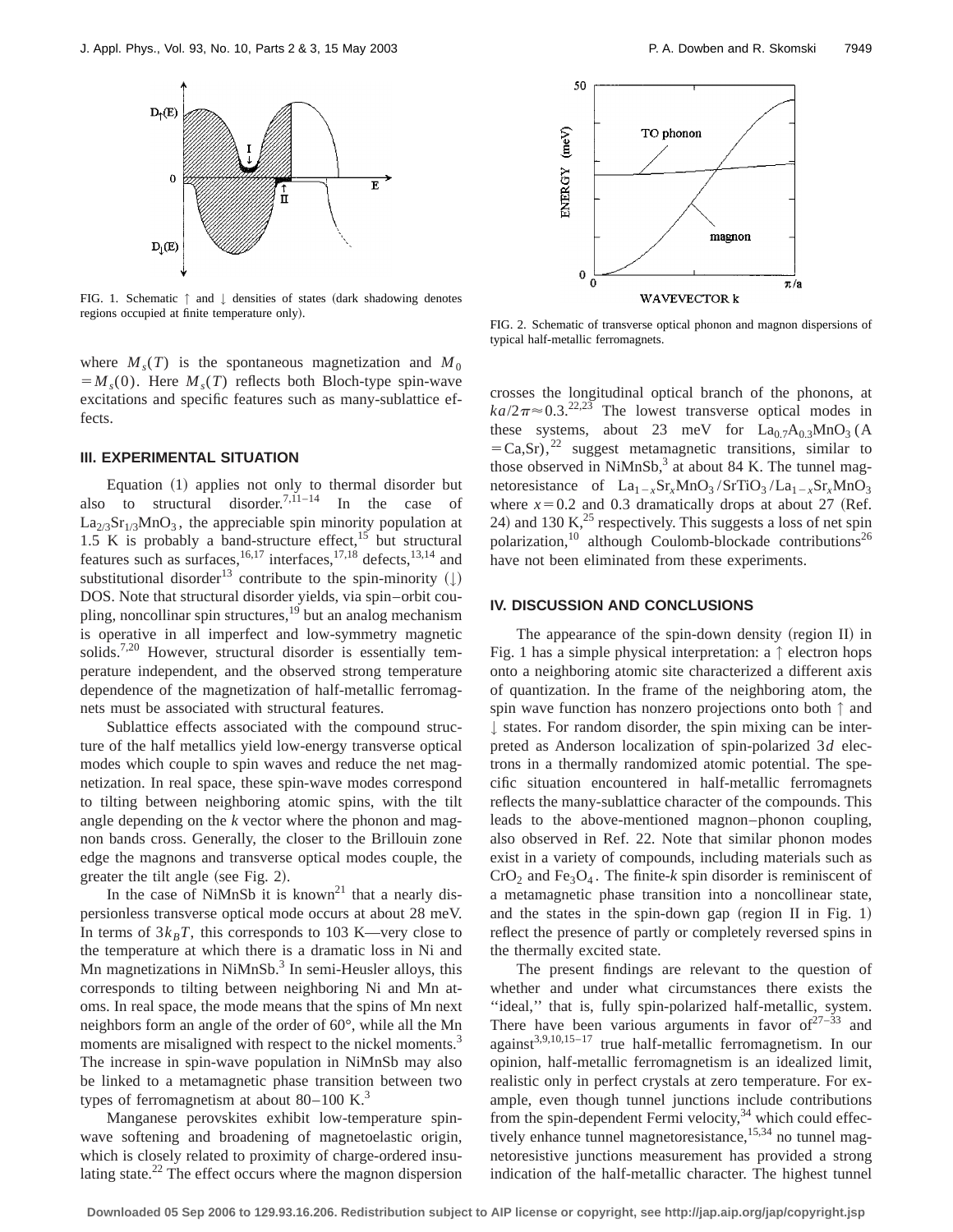FIG. 1. Schematic ↑ and ↓ densities of states (dark shadowing denotes regions occupied at finite temperature only).

where $M_s(T)$ is the spontaneous magnetization and $M_0 = M_s(0)$. Here $M_s(T)$ reflects both Bloch-type spin-wave excitations and specific features such as many-sublattice effects.

### III. EXPERIMENTAL SITUATION

Equation (1) applies not only to thermal disorder but also to structural disorder.[7,11–14] In the case of $La_{2/3}Sr_{1/3}MnO_3$, the appreciable spin minority population at 1.5 K is probably a band-structure effect,[15] but structural features such as surfaces,[16,17] interfaces,[17,18] defects,[13,14] and substitutional disorder[13] contribute to the spin-minority (↓) DOS. Note that structural disorder yields, via spin–orbit coupling, noncollinear spin structures,[19] but an analog mechanism is operative in all imperfect and low-symmetry magnetic solids.[7,20] However, structural disorder is essentially temperature independent, and the observed strong temperature dependence of the magnetization of half-metallic ferromagnets must be associated with structural features.

Sublattice effects associated with the compound structure of the half metallics yield low-energy transverse optical modes which couple to spin waves and reduce the net magnetization. In real space, these spin-wave modes correspond to tilting between neighboring atomic spins, with the tilt angle depending on the *k* vector where the phonon and magnon bands cross. Generally, the closer to the Brillouin zone edge the magnons and transverse optical modes couple, the greater the tilt angle (see Fig. 2).

In the case of NiMnSb it is known[21] that a nearly dispersionless transverse optical mode occurs at about 28 meV. In terms of $3k_BT$, this corresponds to 103 K—very close to the temperature at which there is a dramatic loss in Ni and Mn magnetizations in NiMnSb.[3] In semi-Heusler alloys, this corresponds to tilting between neighboring Ni and Mn atoms. In real space, the mode means that the spins of Mn next neighbors form an angle of the order of 60°, while all the Mn moments are misaligned with respect to the nickel moments.[3] The increase in spin-wave population in NiMnSb may also be linked to a metamagnetic phase transition between two types of ferromagnetism at about 80–100 K.[3]

Manganese perovskites exhibit low-temperature spin-wave softening and broadening of magnetoelastic origin, which is closely related to proximity of charge-ordered insulating state.[22] The effect occurs where the magnon dispersion crosses the longitudinal optical branch of the phonons, at $ka/2\pi \approx 0.3$.[22,23] The lowest transverse optical modes in these systems, about 23 meV for $La_{0.7}A_{0.3}MnO_3$ (A = Ca,Sr),[22] suggest metamagnetic transitions, similar to those observed in NiMnSb,[3] at about 84 K. The tunnel magnetoresistance of $La_{1-x}Sr_xMnO_3/SrTiO_3/La_{1-x}Sr_xMnO_3$ where $x = 0.2$ and 0.3 dramatically drops at about 27 (Ref. 24) and 130 K,[25] respectively. This suggests a loss of net spin polarization,[10] although Coulomb-blockade contributions[26] have not been eliminated from these experiments.

FIG. 2. Schematic of transverse optical phonon and magnon dispersions of typical half-metallic ferromagnets.

### IV. DISCUSSION AND CONCLUSIONS

The appearance of the spin-down density (region II) in Fig. 1 has a simple physical interpretation: a ↑ electron hops onto a neighboring atomic site characterized a different axis of quantization. In the frame of the neighboring atom, the spin wave function has nonzero projections onto both ↑ and ↓ states. For random disorder, the spin mixing can be interpreted as Anderson localization of spin-polarized 3*d* electrons in a thermally randomized atomic potential. The specific situation encountered in half-metallic ferromagnets reflects the many-sublattice character of the compounds. This leads to the above-mentioned magnon–phonon coupling, also observed in Ref. 22. Note that similar phonon modes exist in a variety of compounds, including materials such as $CrO_2$ and $Fe_3O_4$. The finite-*k* spin disorder is reminiscent of a metamagnetic phase transition into a noncollinear state, and the states in the spin-down gap (region II in Fig. 1) reflect the presence of partly or completely reversed spins in the thermally excited state.

The present findings are relevant to the question of whether and under what circumstances there exists the "ideal," that is, fully spin-polarized half-metallic, system. There have been various arguments in favor of[27–33] and against[3,9,10,15–17] true half-metallic ferromagnetism. In our opinion, half-metallic ferromagnetism is an idealized limit, realistic only in perfect crystals at zero temperature. For example, even though tunnel junctions include contributions from the spin-dependent Fermi velocity,[34] which could effectively enhance tunnel magnetoresistance,[15,34] no tunnel magnetoresistive junctions measurement has provided a strong indication of the half-metallic character. The highest tunnel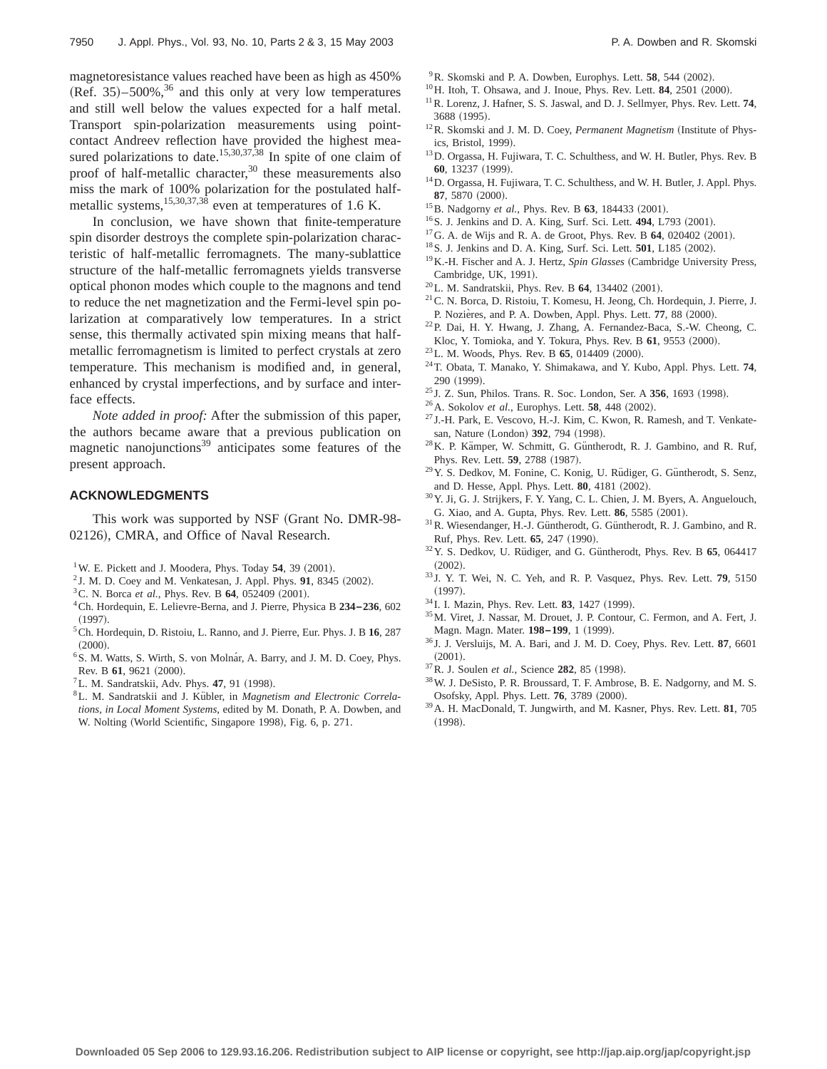magnetoresistance values reached have been as high as 450% (Ref. 35)–500%,[36] and this only at very low temperatures and still well below the values expected for a half metal. Transport spin-polarization measurements using point-contact Andreev reflection have provided the highest measured polarizations to date.[15,30,37,38] In spite of one claim of proof of half-metallic character,[30] these measurements also miss the mark of 100% polarization for the postulated half-metallic systems,[15,30,37,38] even at temperatures of 1.6 K.

In conclusion, we have shown that finite-temperature spin disorder destroys the complete spin-polarization characteristic of half-metallic ferromagnets. The many-sublattice structure of the half-metallic ferromagnets yields transverse optical phonon modes which couple to the magnons and tend to reduce the net magnetization and the Fermi-level spin polarization at comparatively low temperatures. In a strict sense, this thermally activated spin mixing means that half-metallic ferromagnetism is limited to perfect crystals at zero temperature. This mechanism is modified and, in general, enhanced by crystal imperfections, and by surface and interface effects.

*Note added in proof:* After the submission of this paper, the authors became aware that a previous publication on magnetic nanojunctions[39] anticipates some features of the present approach.

## ACKNOWLEDGMENTS

This work was supported by NSF (Grant No. DMR-98-02126), CMRA, and Office of Naval Research.

[1] W. E. Pickett and J. Moodera, Phys. Today **54**, 39 (2001).
[2] J. M. D. Coey and M. Venkatesan, J. Appl. Phys. **91**, 8345 (2002).
[3] C. N. Borca *et al.*, Phys. Rev. B **64**, 052409 (2001).
[4] Ch. Hordequin, E. Lelievre-Berna, and J. Pierre, Physica B **234–236**, 602 (1997).
[5] Ch. Hordequin, D. Ristoiu, L. Ranno, and J. Pierre, Eur. Phys. J. B **16**, 287 (2000).
[6] S. M. Watts, S. Wirth, S. von Molnár, A. Barry, and J. M. D. Coey, Phys. Rev. B **61**, 9621 (2000).
[7] L. M. Sandratskii, Adv. Phys. **47**, 91 (1998).
[8] L. M. Sandratskii and J. Kübler, in *Magnetism and Electronic Correlations, in Local Moment Systems*, edited by M. Donath, P. A. Dowben, and W. Nolting (World Scientific, Singapore 1998), Fig. 6, p. 271.
[9] R. Skomski and P. A. Dowben, Europhys. Lett. **58**, 544 (2002).
[10] H. Itoh, T. Ohsawa, and J. Inoue, Phys. Rev. Lett. **84**, 2501 (2000).
[11] R. Lorenz, J. Hafner, S. S. Jaswal, and D. J. Sellmyer, Phys. Rev. Lett. **74**, 3688 (1995).
[12] R. Skomski and J. M. D. Coey, *Permanent Magnetism* (Institute of Physics, Bristol, 1999).
[13] D. Orgassa, H. Fujiwara, T. C. Schulthess, and W. H. Butler, Phys. Rev. B **60**, 13237 (1999).
[14] D. Orgassa, H. Fujiwara, T. C. Schulthess, and W. H. Butler, J. Appl. Phys. **87**, 5870 (2000).
[15] B. Nadgorny *et al.*, Phys. Rev. B **63**, 184433 (2001).
[16] S. J. Jenkins and D. A. King, Surf. Sci. Lett. **494**, L793 (2001).
[17] G. A. de Wijs and R. A. de Groot, Phys. Rev. B **64**, 020402 (2001).
[18] S. J. Jenkins and D. A. King, Surf. Sci. Lett. **501**, L185 (2002).
[19] K.-H. Fischer and A. J. Hertz, *Spin Glasses* (Cambridge University Press, Cambridge, UK, 1991).
[20] L. M. Sandratskii, Phys. Rev. B **64**, 134402 (2001).
[21] C. N. Borca, D. Ristoiu, T. Komesu, H. Jeong, Ch. Hordequin, J. Pierre, J. P. Nozières, and P. A. Dowben, Appl. Phys. Lett. **77**, 88 (2000).
[22] P. Dai, H. Y. Hwang, J. Zhang, A. Fernandez-Baca, S.-W. Cheong, C. Kloc, Y. Tomioka, and Y. Tokura, Phys. Rev. B **61**, 9553 (2000).
[23] L. M. Woods, Phys. Rev. B **65**, 014409 (2000).
[24] T. Obata, T. Manako, Y. Shimakawa, and Y. Kubo, Appl. Phys. Lett. **74**, 290 (1999).
[25] J. Z. Sun, Philos. Trans. R. Soc. London, Ser. A **356**, 1693 (1998).
[26] A. Sokolov *et al.*, Europhys. Lett. **58**, 448 (2002).
[27] J.-H. Park, E. Vescovo, H.-J. Kim, C. Kwon, R. Ramesh, and T. Venkatesan, Nature (London) **392**, 794 (1998).
[28] K. P. Kämper, W. Schmitt, G. Güntherodt, R. J. Gambino, and R. Ruf, Phys. Rev. Lett. **59**, 2788 (1987).
[29] Y. S. Dedkov, M. Fonine, C. Konig, U. Rüdiger, G. Güntherodt, S. Senz, and D. Hesse, Appl. Phys. Lett. **80**, 4181 (2002).
[30] Y. Ji, G. J. Strijkers, F. Y. Yang, C. L. Chien, J. M. Byers, A. Anguelouch, G. Xiao, and A. Gupta, Phys. Rev. Lett. **86**, 5585 (2001).
[31] R. Wiesendanger, H.-J. Güntherodt, G. Güntherodt, R. J. Gambino, and R. Ruf, Phys. Rev. Lett. **65**, 247 (1990).
[32] Y. S. Dedkov, U. Rüdiger, and G. Güntherodt, Phys. Rev. B **65**, 064417 (2002).
[33] J. Y. T. Wei, N. C. Yeh, and R. P. Vasquez, Phys. Rev. Lett. **79**, 5150 (1997).
[34] I. I. Mazin, Phys. Rev. Lett. **83**, 1427 (1999).
[35] M. Viret, J. Nassar, M. Drouet, J. P. Contour, C. Fermon, and A. Fert, J. Magn. Magn. Mater. **198–199**, 1 (1999).
[36] J. J. Versluijs, M. A. Bari, and J. M. D. Coey, Phys. Rev. Lett. **87**, 6601 (2001).
[37] R. J. Soulen *et al.*, Science **282**, 85 (1998).
[38] W. J. DeSisto, P. R. Broussard, T. F. Ambrose, B. E. Nadgorny, and M. S. Osofsky, Appl. Phys. Lett. **76**, 3789 (2000).
[39] A. H. MacDonald, T. Jungwirth, and M. Kasner, Phys. Rev. Lett. **81**, 705 (1998).